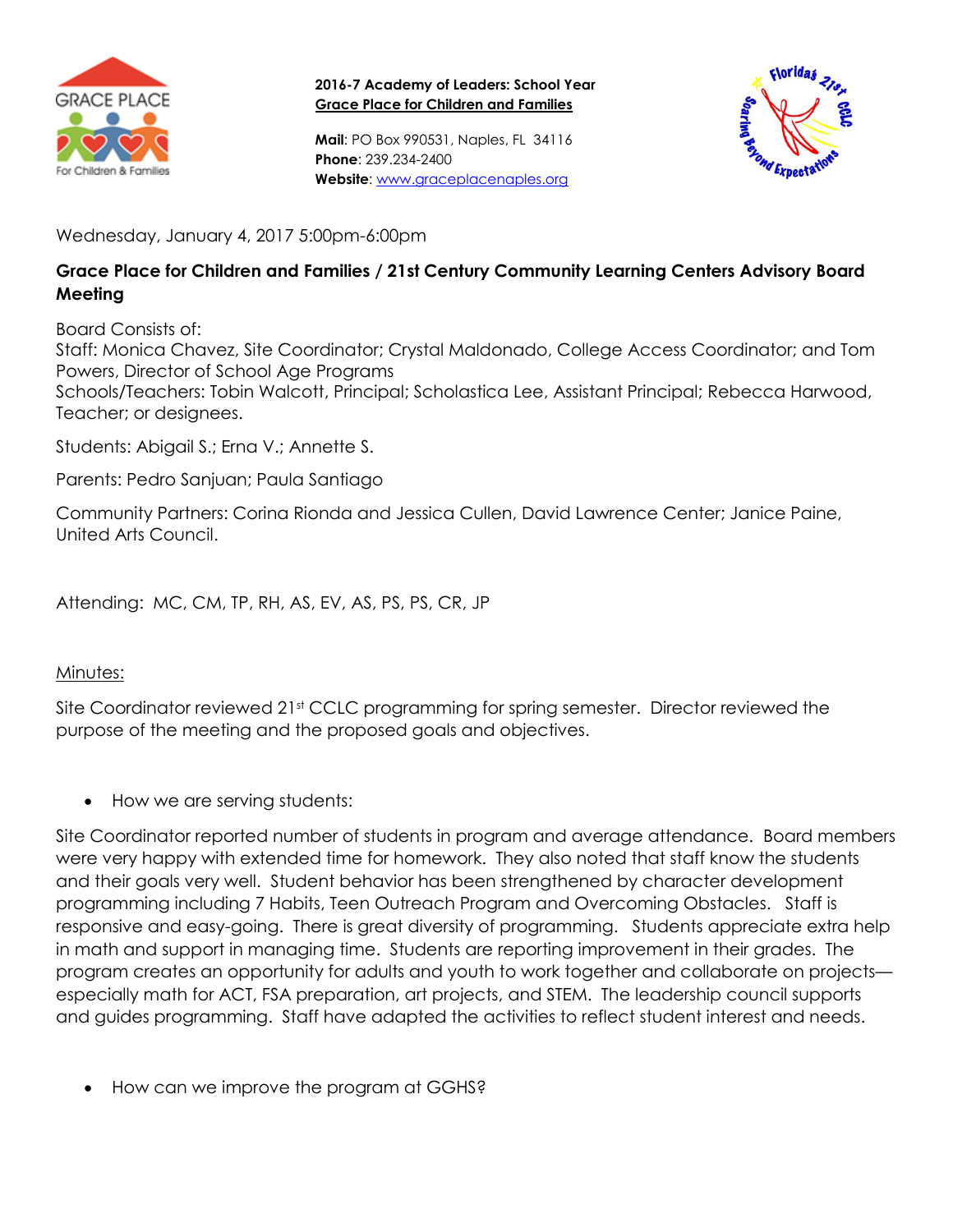**2016-7 Academy of Leaders: School Year**
**Grace Place for Children and Families**

**Mail**: PO Box 990531, Naples, FL 34116
**Phone**: 239.234-2400
**Website**: www.graceplacenaples.org

Wednesday, January 4, 2017 5:00pm-6:00pm

## Grace Place for Children and Families / 21st Century Community Learning Centers Advisory Board Meeting

Board Consists of:
Staff: Monica Chavez, Site Coordinator; Crystal Maldonado, College Access Coordinator; and Tom Powers, Director of School Age Programs
Schools/Teachers: Tobin Walcott, Principal; Scholastica Lee, Assistant Principal; Rebecca Harwood, Teacher; or designees.

Students: Abigail S.; Erna V.; Annette S.

Parents: Pedro Sanjuan; Paula Santiago

Community Partners: Corina Rionda and Jessica Cullen, David Lawrence Center; Janice Paine, United Arts Council.

Attending: MC, CM, TP, RH, AS, EV, AS, PS, PS, CR, JP

Minutes:

Site Coordinator reviewed 21st CCLC programming for spring semester. Director reviewed the purpose of the meeting and the proposed goals and objectives.

- How we are serving students:

Site Coordinator reported number of students in program and average attendance. Board members were very happy with extended time for homework. They also noted that staff know the students and their goals very well. Student behavior has been strengthened by character development programming including 7 Habits, Teen Outreach Program and Overcoming Obstacles. Staff is responsive and easy-going. There is great diversity of programming. Students appreciate extra help in math and support in managing time. Students are reporting improvement in their grades. The program creates an opportunity for adults and youth to work together and collaborate on projects—especially math for ACT, FSA preparation, art projects, and STEM. The leadership council supports and guides programming. Staff have adapted the activities to reflect student interest and needs.

- How can we improve the program at GGHS?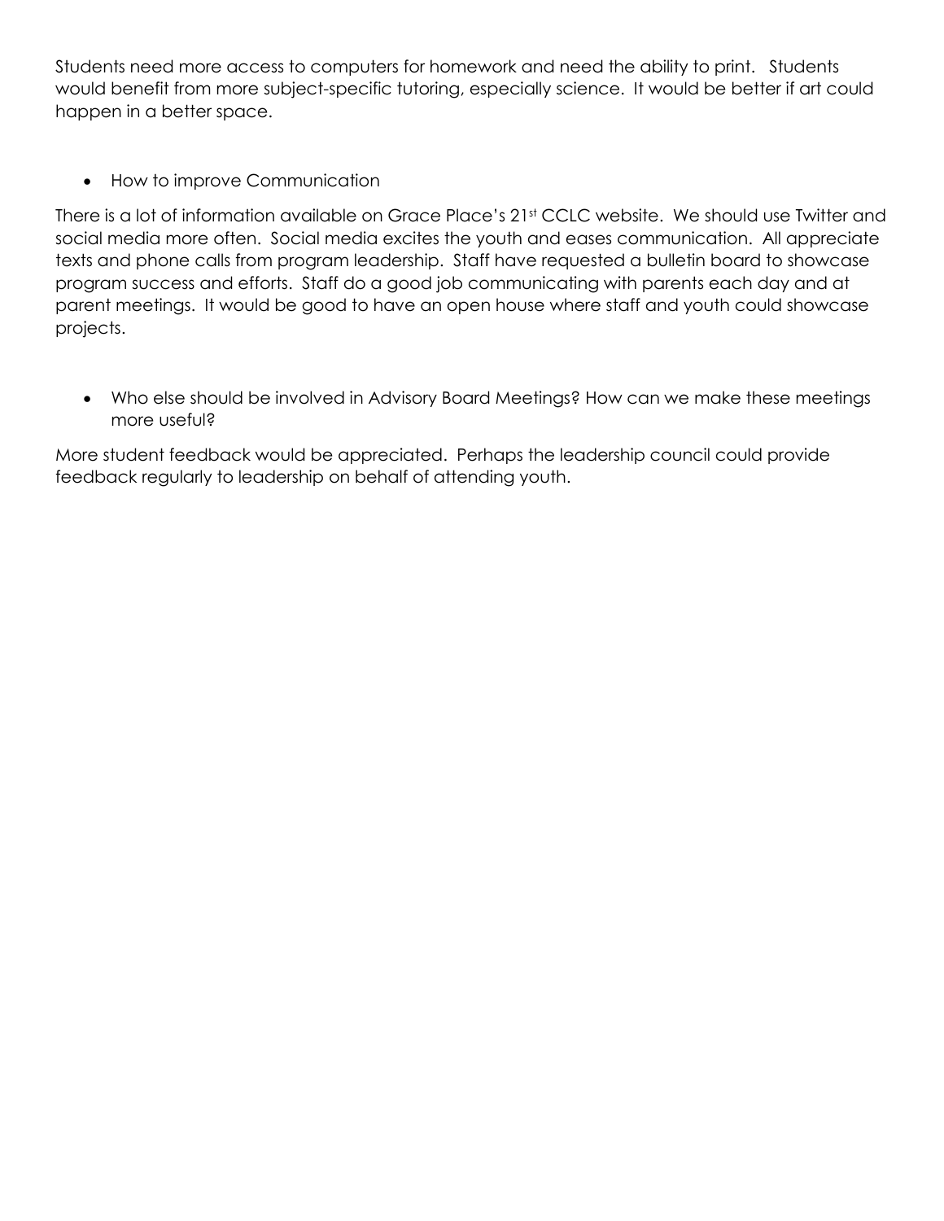Students need more access to computers for homework and need the ability to print. Students would benefit from more subject-specific tutoring, especially science. It would be better if art could happen in a better space.

- How to improve Communication

There is a lot of information available on Grace Place's 21st CCLC website. We should use Twitter and social media more often. Social media excites the youth and eases communication. All appreciate texts and phone calls from program leadership. Staff have requested a bulletin board to showcase program success and efforts. Staff do a good job communicating with parents each day and at parent meetings. It would be good to have an open house where staff and youth could showcase projects.

- Who else should be involved in Advisory Board Meetings? How can we make these meetings more useful?

More student feedback would be appreciated. Perhaps the leadership council could provide feedback regularly to leadership on behalf of attending youth.